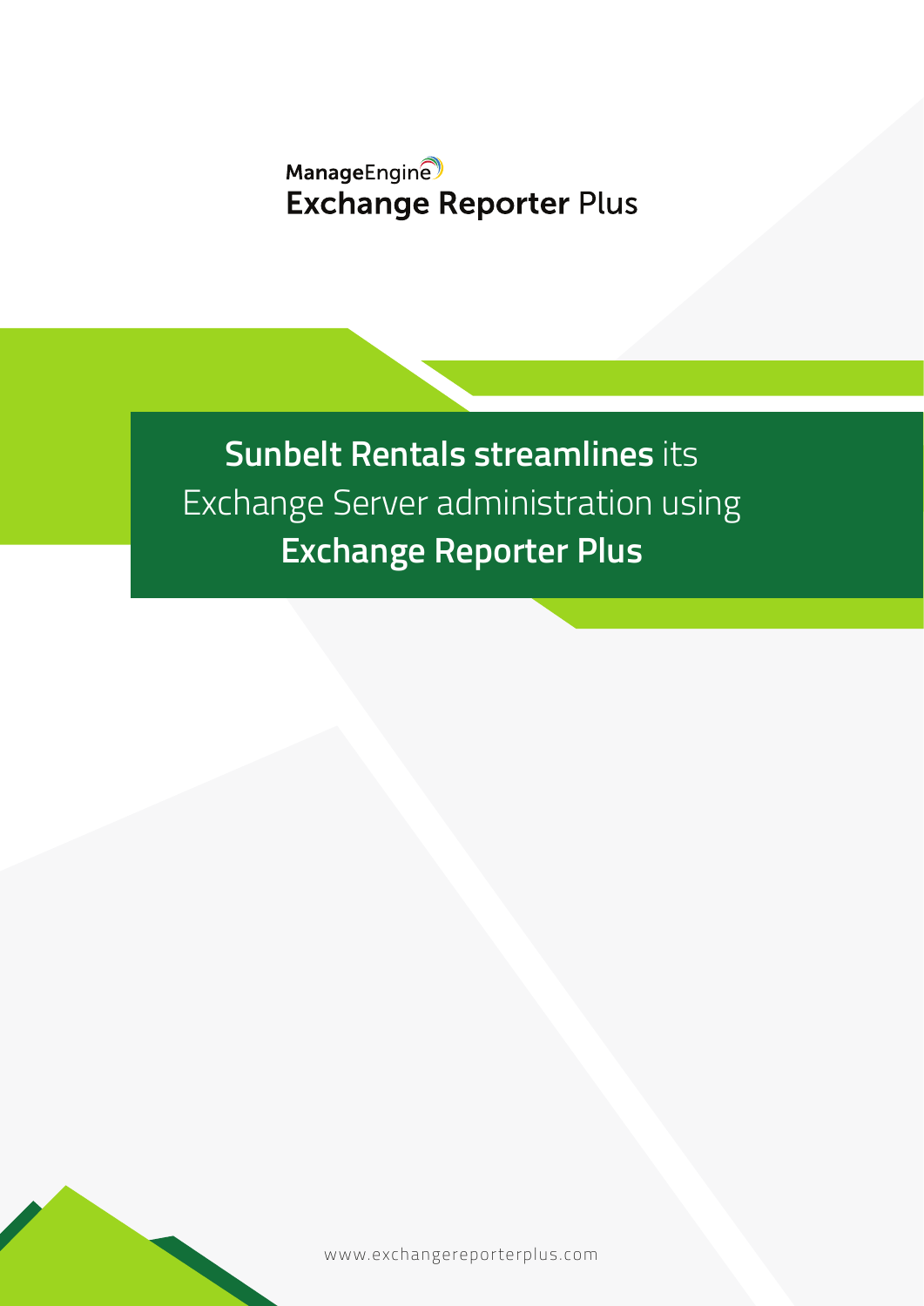ManageEngine
Exchange Reporter Plus

# **Sunbelt Rentals streamlines** its Exchange Server administration using **Exchange Reporter Plus**

www.exchangereporterplus.com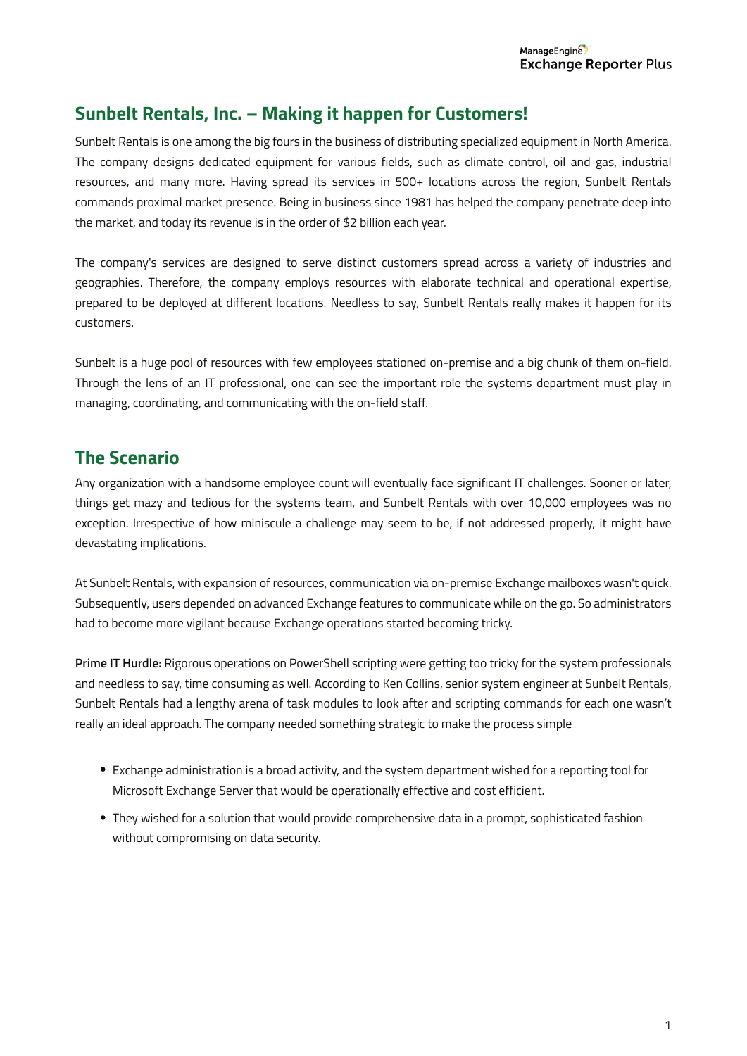## Sunbelt Rentals, Inc. – Making it happen for Customers!

Sunbelt Rentals is one among the big fours in the business of distributing specialized equipment in North America. The company designs dedicated equipment for various fields, such as climate control, oil and gas, industrial resources, and many more. Having spread its services in 500+ locations across the region, Sunbelt Rentals commands proximal market presence. Being in business since 1981 has helped the company penetrate deep into the market, and today its revenue is in the order of $2 billion each year.

The company's services are designed to serve distinct customers spread across a variety of industries and geographies. Therefore, the company employs resources with elaborate technical and operational expertise, prepared to be deployed at different locations. Needless to say, Sunbelt Rentals really makes it happen for its customers.

Sunbelt is a huge pool of resources with few employees stationed on-premise and a big chunk of them on-field. Through the lens of an IT professional, one can see the important role the systems department must play in managing, coordinating, and communicating with the on-field staff.

## The Scenario

Any organization with a handsome employee count will eventually face significant IT challenges. Sooner or later, things get mazy and tedious for the systems team, and Sunbelt Rentals with over 10,000 employees was no exception. Irrespective of how miniscule a challenge may seem to be, if not addressed properly, it might have devastating implications.

At Sunbelt Rentals, with expansion of resources, communication via on-premise Exchange mailboxes wasn't quick. Subsequently, users depended on advanced Exchange features to communicate while on the go. So administrators had to become more vigilant because Exchange operations started becoming tricky.

**Prime IT Hurdle:** Rigorous operations on PowerShell scripting were getting too tricky for the system professionals and needless to say, time consuming as well. According to Ken Collins, senior system engineer at Sunbelt Rentals, Sunbelt Rentals had a lengthy arena of task modules to look after and scripting commands for each one wasn't really an ideal approach. The company needed something strategic to make the process simple

- Exchange administration is a broad activity, and the system department wished for a reporting tool for Microsoft Exchange Server that would be operationally effective and cost efficient.
- They wished for a solution that would provide comprehensive data in a prompt, sophisticated fashion without compromising on data security.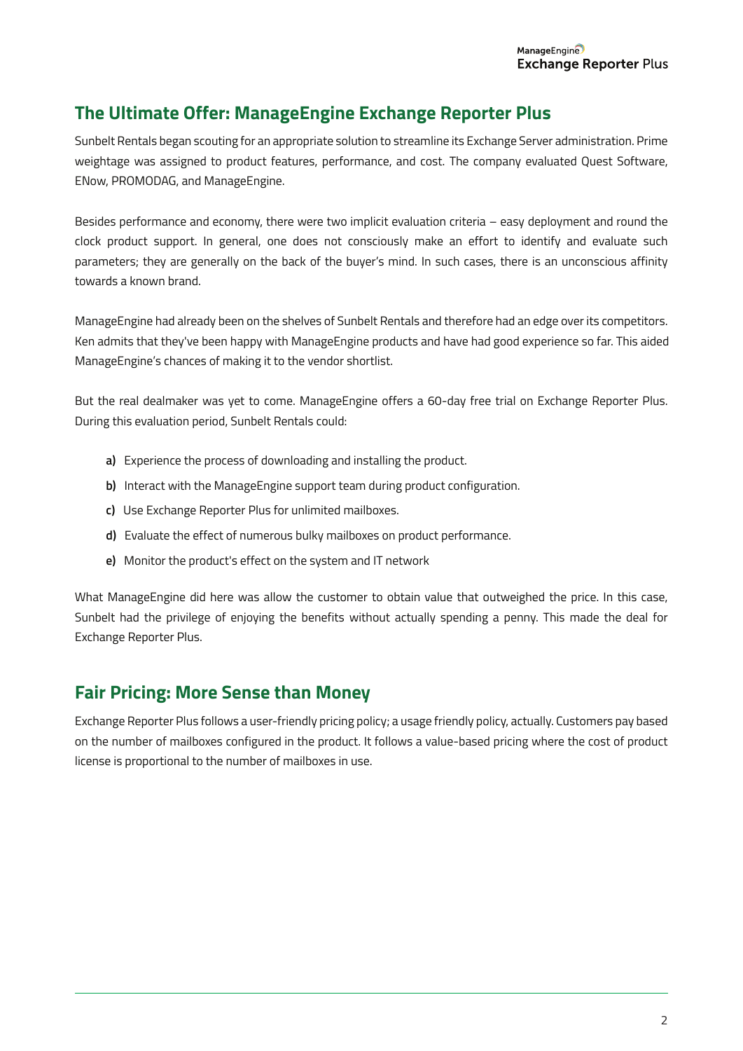## The Ultimate Offer: ManageEngine Exchange Reporter Plus

Sunbelt Rentals began scouting for an appropriate solution to streamline its Exchange Server administration. Prime weightage was assigned to product features, performance, and cost. The company evaluated Quest Software, ENow, PROMODAG, and ManageEngine.

Besides performance and economy, there were two implicit evaluation criteria – easy deployment and round the clock product support. In general, one does not consciously make an effort to identify and evaluate such parameters; they are generally on the back of the buyer's mind. In such cases, there is an unconscious affinity towards a known brand.

ManageEngine had already been on the shelves of Sunbelt Rentals and therefore had an edge over its competitors. Ken admits that they've been happy with ManageEngine products and have had good experience so far. This aided ManageEngine's chances of making it to the vendor shortlist.

But the real dealmaker was yet to come. ManageEngine offers a 60-day free trial on Exchange Reporter Plus. During this evaluation period, Sunbelt Rentals could:

- **a)** Experience the process of downloading and installing the product.
- **b)** Interact with the ManageEngine support team during product configuration.
- **c)** Use Exchange Reporter Plus for unlimited mailboxes.
- **d)** Evaluate the effect of numerous bulky mailboxes on product performance.
- **e)** Monitor the product's effect on the system and IT network

What ManageEngine did here was allow the customer to obtain value that outweighed the price. In this case, Sunbelt had the privilege of enjoying the benefits without actually spending a penny. This made the deal for Exchange Reporter Plus.

## Fair Pricing: More Sense than Money

Exchange Reporter Plus follows a user-friendly pricing policy; a usage friendly policy, actually. Customers pay based on the number of mailboxes configured in the product. It follows a value-based pricing where the cost of product license is proportional to the number of mailboxes in use.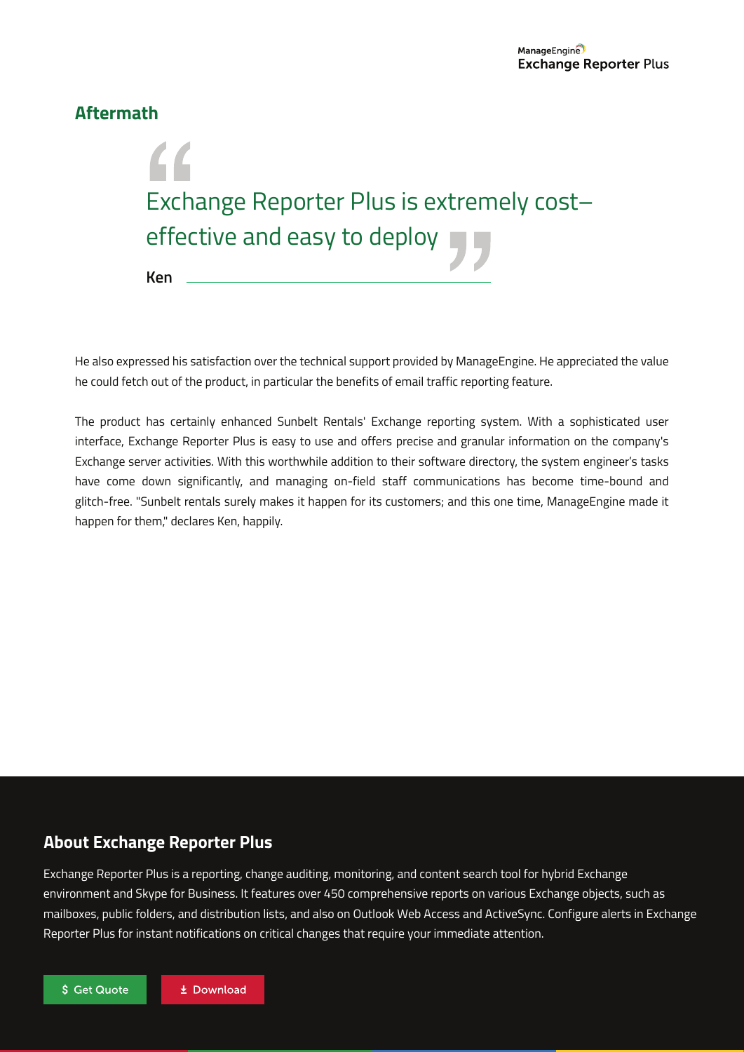## Aftermath

> Exchange Reporter Plus is extremely cost–effective and easy to deploy
>
> **Ken**

He also expressed his satisfaction over the technical support provided by ManageEngine. He appreciated the value he could fetch out of the product, in particular the benefits of email traffic reporting feature.

The product has certainly enhanced Sunbelt Rentals' Exchange reporting system. With a sophisticated user interface, Exchange Reporter Plus is easy to use and offers precise and granular information on the company's Exchange server activities. With this worthwhile addition to their software directory, the system engineer's tasks have come down significantly, and managing on-field staff communications has become time-bound and glitch-free. "Sunbelt rentals surely makes it happen for its customers; and this one time, ManageEngine made it happen for them," declares Ken, happily.

## About Exchange Reporter Plus

Exchange Reporter Plus is a reporting, change auditing, monitoring, and content search tool for hybrid Exchange environment and Skype for Business. It features over 450 comprehensive reports on various Exchange objects, such as mailboxes, public folders, and distribution lists, and also on Outlook Web Access and ActiveSync. Configure alerts in Exchange Reporter Plus for instant notifications on critical changes that require your immediate attention.

$ Get Quote

Download